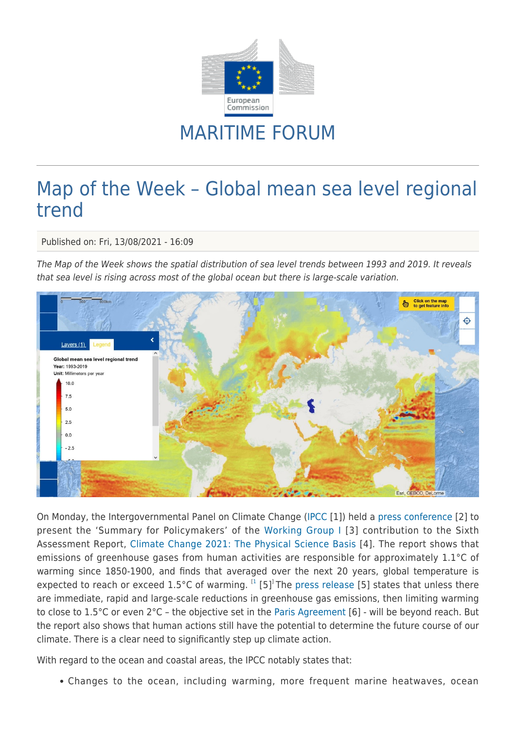MARITIME FORUM

# Map of the Week – Global mean sea level regional trend

Published on: Fri, 13/08/2021 - 16:09

*The Map of the Week shows the spatial distribution of sea level trends between 1993 and 2019. It reveals that sea level is rising across most of the global ocean but there is large-scale variation.*

On Monday, the Intergovernmental Panel on Climate Change (IPCC [1]) held a press conference [2] to present the 'Summary for Policymakers' of the Working Group I [3] contribution to the Sixth Assessment Report, Climate Change 2021: The Physical Science Basis [4]. The report shows that emissions of greenhouse gases from human activities are responsible for approximately 1.1°C of warming since 1850-1900, and finds that averaged over the next 20 years, global temperature is expected to reach or exceed 1.5°C of warming. [1] [5] The press release [5] states that unless there are immediate, rapid and large-scale reductions in greenhouse gas emissions, then limiting warming to close to 1.5°C or even 2°C – the objective set in the Paris Agreement [6] - will be beyond reach. But the report also shows that human actions still have the potential to determine the future course of our climate. There is a clear need to significantly step up climate action.

With regard to the ocean and coastal areas, the IPCC notably states that:

- Changes to the ocean, including warming, more frequent marine heatwaves, ocean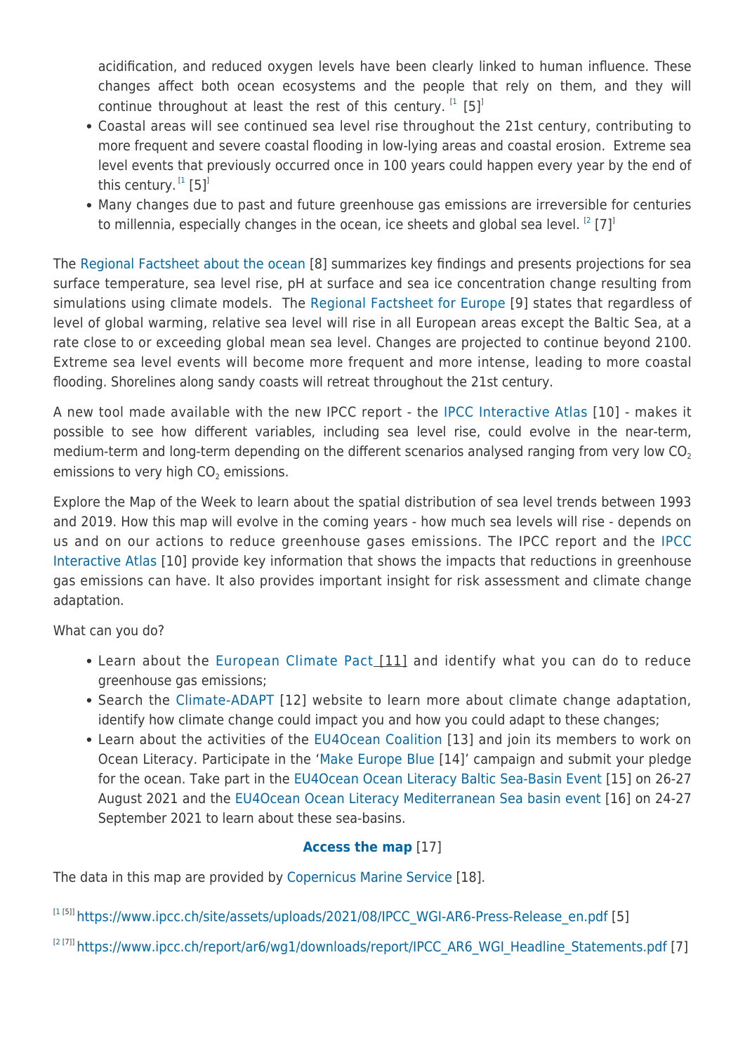acidification, and reduced oxygen levels have been clearly linked to human influence. These changes affect both ocean ecosystems and the people that rely on them, and they will continue throughout at least the rest of this century. [1 [5]]

- Coastal areas will see continued sea level rise throughout the 21st century, contributing to more frequent and severe coastal flooding in low-lying areas and coastal erosion. Extreme sea level events that previously occurred once in 100 years could happen every year by the end of this century. [1 [5]]
- Many changes due to past and future greenhouse gas emissions are irreversible for centuries to millennia, especially changes in the ocean, ice sheets and global sea level. [2 [7]]

The Regional Factsheet about the ocean [8] summarizes key findings and presents projections for sea surface temperature, sea level rise, pH at surface and sea ice concentration change resulting from simulations using climate models. The Regional Factsheet for Europe [9] states that regardless of level of global warming, relative sea level will rise in all European areas except the Baltic Sea, at a rate close to or exceeding global mean sea level. Changes are projected to continue beyond 2100. Extreme sea level events will become more frequent and more intense, leading to more coastal flooding. Shorelines along sandy coasts will retreat throughout the 21st century.

A new tool made available with the new IPCC report - the IPCC Interactive Atlas [10] - makes it possible to see how different variables, including sea level rise, could evolve in the near-term, medium-term and long-term depending on the different scenarios analysed ranging from very low $CO_2$ emissions to very high $CO_2$ emissions.

Explore the Map of the Week to learn about the spatial distribution of sea level trends between 1993 and 2019. How this map will evolve in the coming years - how much sea levels will rise - depends on us and on our actions to reduce greenhouse gases emissions. The IPCC report and the IPCC Interactive Atlas [10] provide key information that shows the impacts that reductions in greenhouse gas emissions can have. It also provides important insight for risk assessment and climate change adaptation.

What can you do?

- Learn about the European Climate Pact [11] and identify what you can do to reduce greenhouse gas emissions;
- Search the Climate-ADAPT [12] website to learn more about climate change adaptation, identify how climate change could impact you and how you could adapt to these changes;
- Learn about the activities of the EU4Ocean Coalition [13] and join its members to work on Ocean Literacy. Participate in the 'Make Europe Blue [14]' campaign and submit your pledge for the ocean. Take part in the EU4Ocean Ocean Literacy Baltic Sea-Basin Event [15] on 26-27 August 2021 and the EU4Ocean Ocean Literacy Mediterranean Sea basin event [16] on 24-27 September 2021 to learn about these sea-basins.

**Access the map** [17]

The data in this map are provided by Copernicus Marine Service [18].

[1 [5]] https://www.ipcc.ch/site/assets/uploads/2021/08/IPCC_WGI-AR6-Press-Release_en.pdf [5]

[2 [7]] https://www.ipcc.ch/report/ar6/wg1/downloads/report/IPCC_AR6_WGI_Headline_Statements.pdf [7]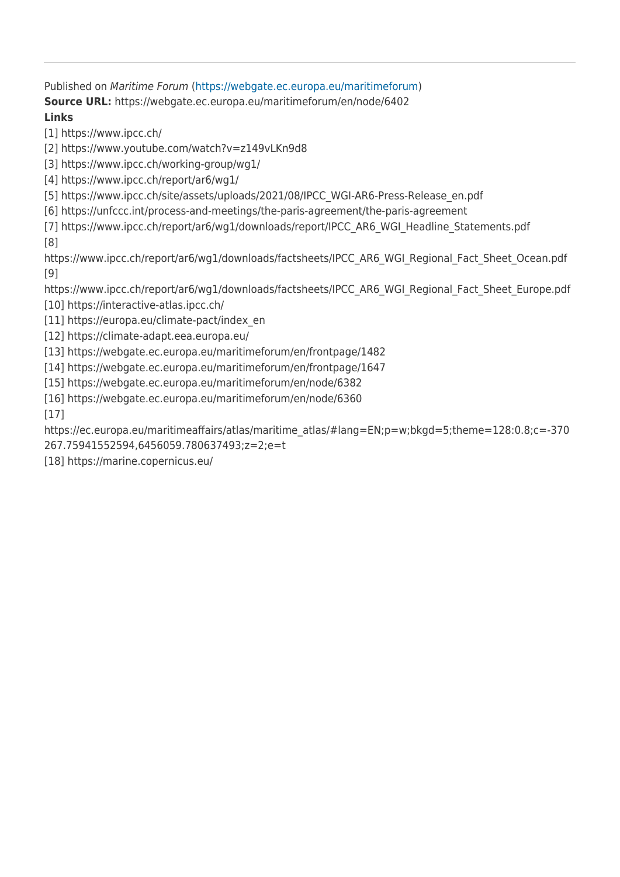Published on *Maritime Forum* (https://webgate.ec.europa.eu/maritimeforum)

**Source URL:** https://webgate.ec.europa.eu/maritimeforum/en/node/6402

**Links**

[1] https://www.ipcc.ch/
[2] https://www.youtube.com/watch?v=z149vLKn9d8
[3] https://www.ipcc.ch/working-group/wg1/
[4] https://www.ipcc.ch/report/ar6/wg1/
[5] https://www.ipcc.ch/site/assets/uploads/2021/08/IPCC_WGI-AR6-Press-Release_en.pdf
[6] https://unfccc.int/process-and-meetings/the-paris-agreement/the-paris-agreement
[7] https://www.ipcc.ch/report/ar6/wg1/downloads/report/IPCC_AR6_WGI_Headline_Statements.pdf
[8] https://www.ipcc.ch/report/ar6/wg1/downloads/factsheets/IPCC_AR6_WGI_Regional_Fact_Sheet_Ocean.pdf
[9] https://www.ipcc.ch/report/ar6/wg1/downloads/factsheets/IPCC_AR6_WGI_Regional_Fact_Sheet_Europe.pdf
[10] https://interactive-atlas.ipcc.ch/
[11] https://europa.eu/climate-pact/index_en
[12] https://climate-adapt.eea.europa.eu/
[13] https://webgate.ec.europa.eu/maritimeforum/en/frontpage/1482
[14] https://webgate.ec.europa.eu/maritimeforum/en/frontpage/1647
[15] https://webgate.ec.europa.eu/maritimeforum/en/node/6382
[16] https://webgate.ec.europa.eu/maritimeforum/en/node/6360
[17] https://ec.europa.eu/maritimeaffairs/atlas/maritime_atlas/#lang=EN;p=w;bkgd=5;theme=128:0.8;c=-370267.75941552594,6456059.780637493;z=2;e=t
[18] https://marine.copernicus.eu/